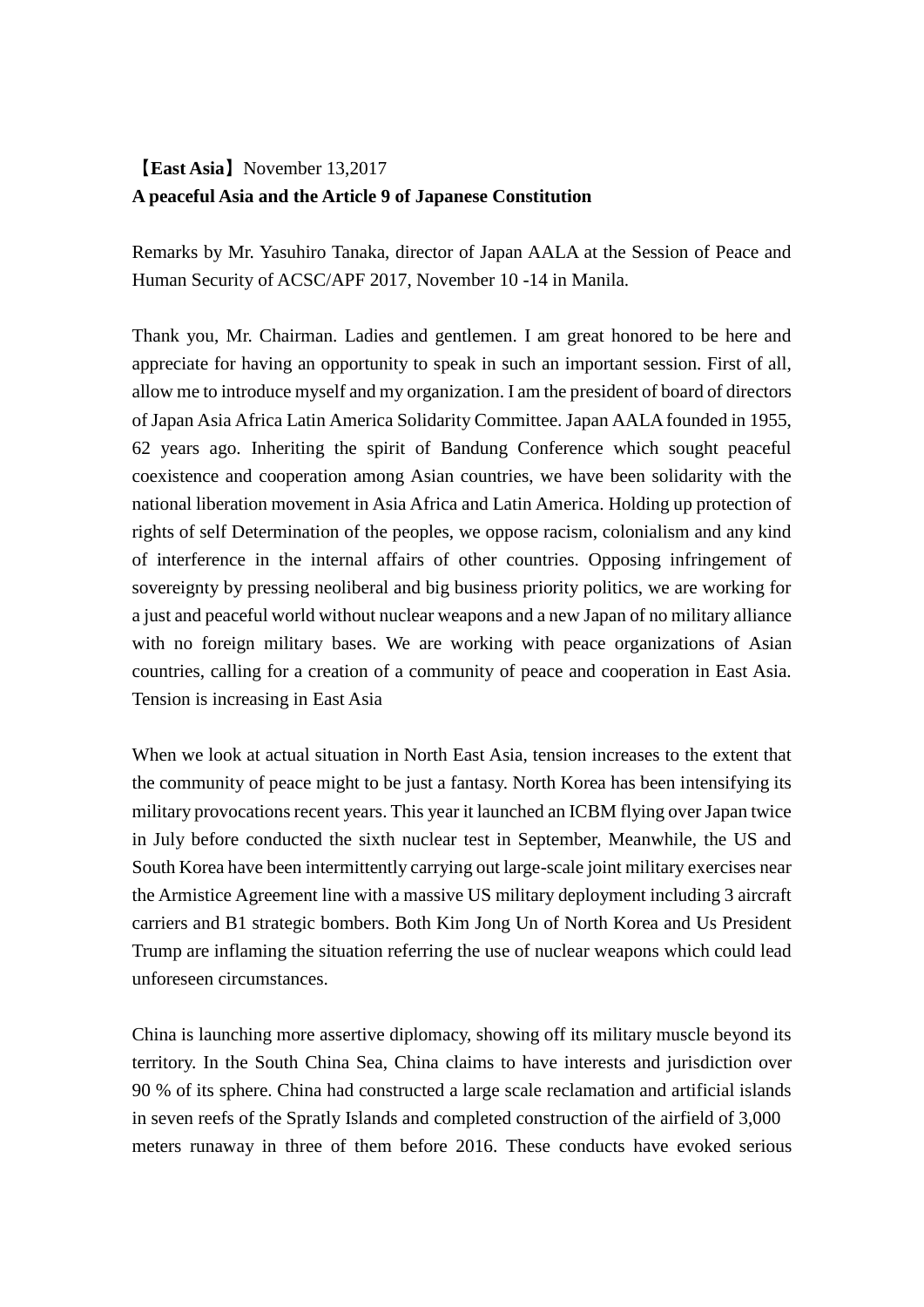**【East Asia】**November 13,2017

**A peaceful Asia and the Article 9 of Japanese Constitution**

Remarks by Mr. Yasuhiro Tanaka, director of Japan AALA at the Session of Peace and Human Security of ACSC/APF 2017, November 10 -14 in Manila.

Thank you, Mr. Chairman. Ladies and gentlemen. I am great honored to be here and appreciate for having an opportunity to speak in such an important session. First of all, allow me to introduce myself and my organization. I am the president of board of directors of Japan Asia Africa Latin America Solidarity Committee. Japan AALA founded in 1955, 62 years ago. Inheriting the spirit of Bandung Conference which sought peaceful coexistence and cooperation among Asian countries, we have been solidarity with the national liberation movement in Asia Africa and Latin America. Holding up protection of rights of self Determination of the peoples, we oppose racism, colonialism and any kind of interference in the internal affairs of other countries. Opposing infringement of sovereignty by pressing neoliberal and big business priority politics, we are working for a just and peaceful world without nuclear weapons and a new Japan of no military alliance with no foreign military bases. We are working with peace organizations of Asian countries, calling for a creation of a community of peace and cooperation in East Asia. Tension is increasing in East Asia

When we look at actual situation in North East Asia, tension increases to the extent that the community of peace might to be just a fantasy. North Korea has been intensifying its military provocations recent years. This year it launched an ICBM flying over Japan twice in July before conducted the sixth nuclear test in September, Meanwhile, the US and South Korea have been intermittently carrying out large-scale joint military exercises near the Armistice Agreement line with a massive US military deployment including 3 aircraft carriers and B1 strategic bombers. Both Kim Jong Un of North Korea and Us President Trump are inflaming the situation referring the use of nuclear weapons which could lead unforeseen circumstances.

China is launching more assertive diplomacy, showing off its military muscle beyond its territory. In the South China Sea, China claims to have interests and jurisdiction over 90 % of its sphere. China had constructed a large scale reclamation and artificial islands in seven reefs of the Spratly Islands and completed construction of the airfield of 3,000 meters runaway in three of them before 2016. These conducts have evoked serious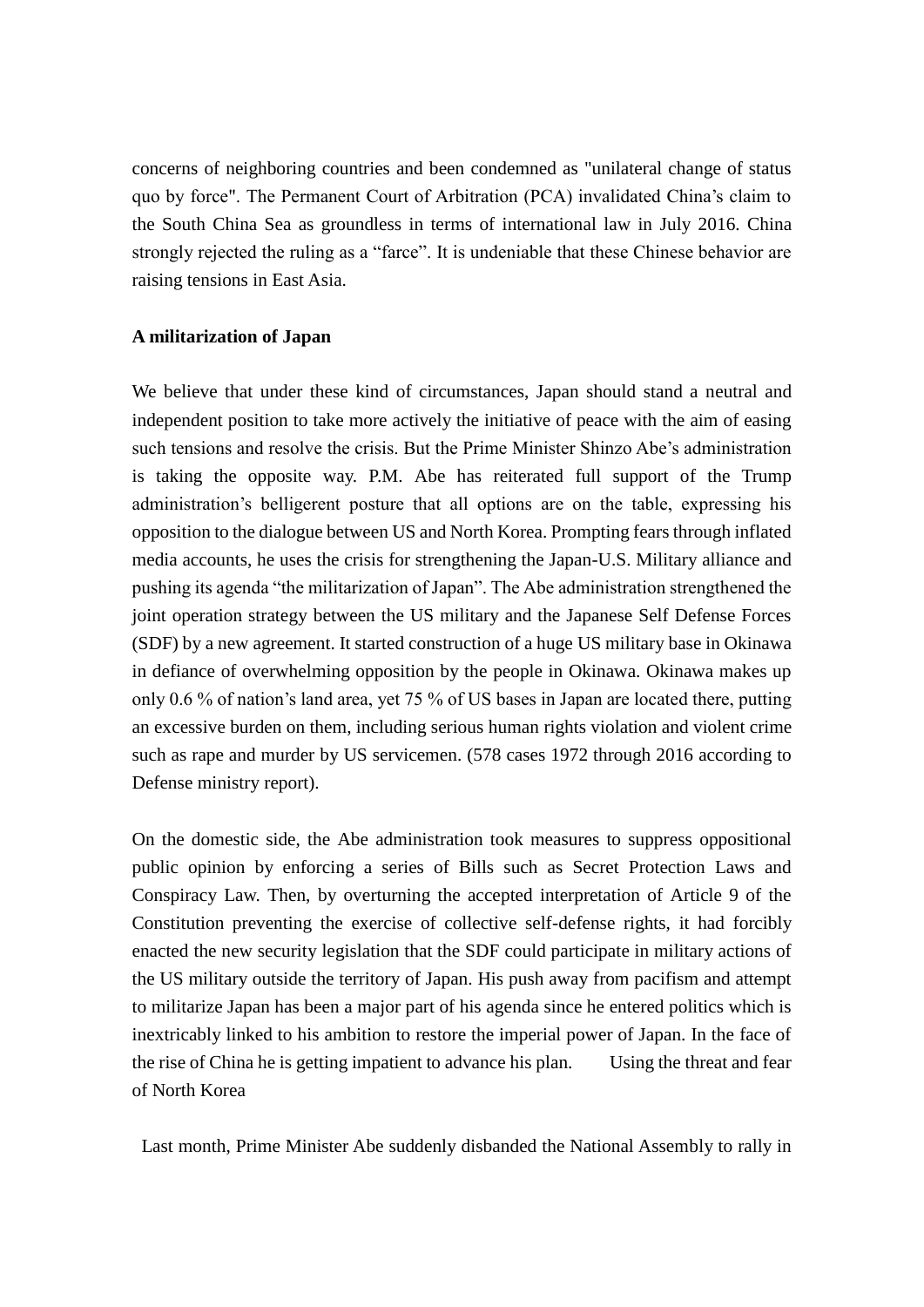concerns of neighboring countries and been condemned as "unilateral change of status quo by force". The Permanent Court of Arbitration (PCA) invalidated China's claim to the South China Sea as groundless in terms of international law in July 2016. China strongly rejected the ruling as a "farce". It is undeniable that these Chinese behavior are raising tensions in East Asia.

**A militarization of Japan**

We believe that under these kind of circumstances, Japan should stand a neutral and independent position to take more actively the initiative of peace with the aim of easing such tensions and resolve the crisis. But the Prime Minister Shinzo Abe's administration is taking the opposite way. P.M. Abe has reiterated full support of the Trump administration's belligerent posture that all options are on the table, expressing his opposition to the dialogue between US and North Korea. Prompting fears through inflated media accounts, he uses the crisis for strengthening the Japan-U.S. Military alliance and pushing its agenda "the militarization of Japan". The Abe administration strengthened the joint operation strategy between the US military and the Japanese Self Defense Forces (SDF) by a new agreement. It started construction of a huge US military base in Okinawa in defiance of overwhelming opposition by the people in Okinawa. Okinawa makes up only 0.6 % of nation's land area, yet 75 % of US bases in Japan are located there, putting an excessive burden on them, including serious human rights violation and violent crime such as rape and murder by US servicemen. (578 cases 1972 through 2016 according to Defense ministry report).

On the domestic side, the Abe administration took measures to suppress oppositional public opinion by enforcing a series of Bills such as Secret Protection Laws and Conspiracy Law. Then, by overturning the accepted interpretation of Article 9 of the Constitution preventing the exercise of collective self-defense rights, it had forcibly enacted the new security legislation that the SDF could participate in military actions of the US military outside the territory of Japan. His push away from pacifism and attempt to militarize Japan has been a major part of his agenda since he entered politics which is inextricably linked to his ambition to restore the imperial power of Japan. In the face of the rise of China he is getting impatient to advance his plan. Using the threat and fear of North Korea

Last month, Prime Minister Abe suddenly disbanded the National Assembly to rally in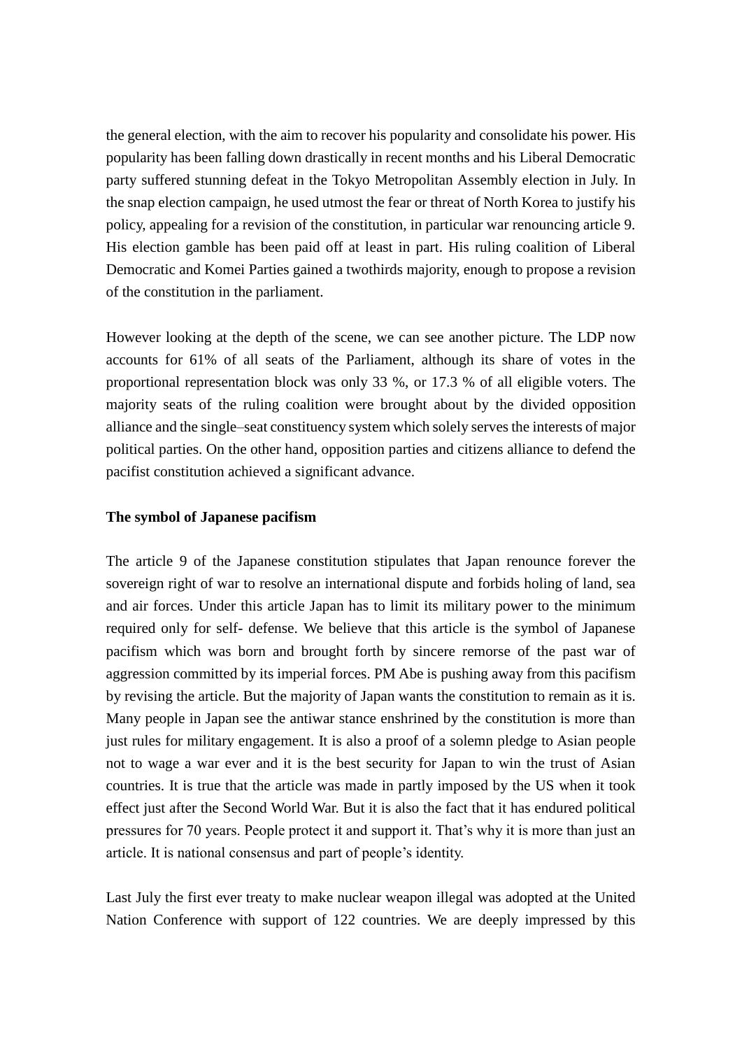the general election, with the aim to recover his popularity and consolidate his power. His popularity has been falling down drastically in recent months and his Liberal Democratic party suffered stunning defeat in the Tokyo Metropolitan Assembly election in July. In the snap election campaign, he used utmost the fear or threat of North Korea to justify his policy, appealing for a revision of the constitution, in particular war renouncing article 9. His election gamble has been paid off at least in part. His ruling coalition of Liberal Democratic and Komei Parties gained a twothirds majority, enough to propose a revision of the constitution in the parliament.

However looking at the depth of the scene, we can see another picture. The LDP now accounts for 61% of all seats of the Parliament, although its share of votes in the proportional representation block was only 33 %, or 17.3 % of all eligible voters. The majority seats of the ruling coalition were brought about by the divided opposition alliance and the single–seat constituency system which solely serves the interests of major political parties. On the other hand, opposition parties and citizens alliance to defend the pacifist constitution achieved a significant advance.

**The symbol of Japanese pacifism**

The article 9 of the Japanese constitution stipulates that Japan renounce forever the sovereign right of war to resolve an international dispute and forbids holing of land, sea and air forces. Under this article Japan has to limit its military power to the minimum required only for self- defense. We believe that this article is the symbol of Japanese pacifism which was born and brought forth by sincere remorse of the past war of aggression committed by its imperial forces. PM Abe is pushing away from this pacifism by revising the article. But the majority of Japan wants the constitution to remain as it is. Many people in Japan see the antiwar stance enshrined by the constitution is more than just rules for military engagement. It is also a proof of a solemn pledge to Asian people not to wage a war ever and it is the best security for Japan to win the trust of Asian countries. It is true that the article was made in partly imposed by the US when it took effect just after the Second World War. But it is also the fact that it has endured political pressures for 70 years. People protect it and support it. That's why it is more than just an article. It is national consensus and part of people's identity.

Last July the first ever treaty to make nuclear weapon illegal was adopted at the United Nation Conference with support of 122 countries. We are deeply impressed by this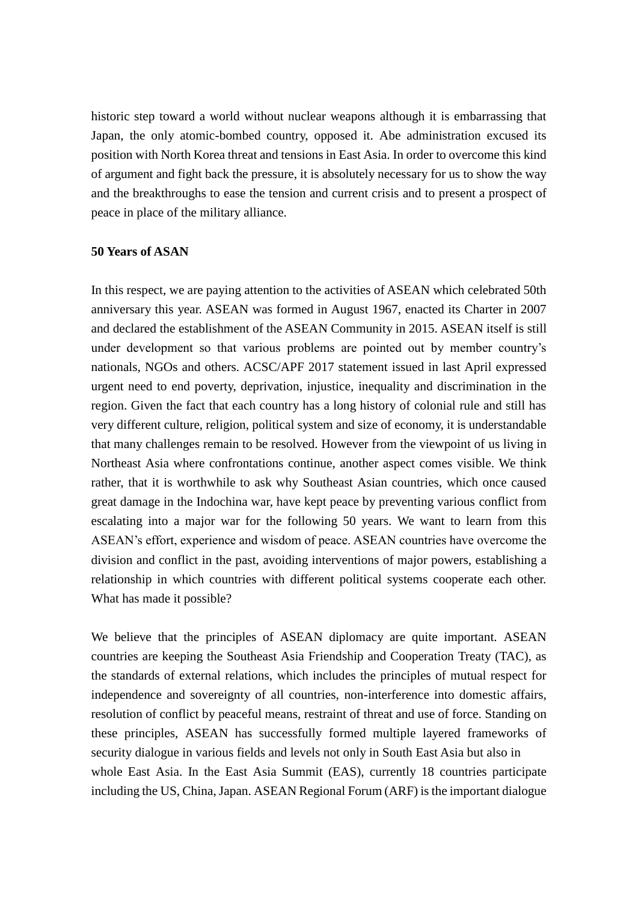historic step toward a world without nuclear weapons although it is embarrassing that Japan, the only atomic-bombed country, opposed it. Abe administration excused its position with North Korea threat and tensions in East Asia. In order to overcome this kind of argument and fight back the pressure, it is absolutely necessary for us to show the way and the breakthroughs to ease the tension and current crisis and to present a prospect of peace in place of the military alliance.

**50 Years of ASAN**

In this respect, we are paying attention to the activities of ASEAN which celebrated 50th anniversary this year. ASEAN was formed in August 1967, enacted its Charter in 2007 and declared the establishment of the ASEAN Community in 2015. ASEAN itself is still under development so that various problems are pointed out by member country's nationals, NGOs and others. ACSC/APF 2017 statement issued in last April expressed urgent need to end poverty, deprivation, injustice, inequality and discrimination in the region. Given the fact that each country has a long history of colonial rule and still has very different culture, religion, political system and size of economy, it is understandable that many challenges remain to be resolved. However from the viewpoint of us living in Northeast Asia where confrontations continue, another aspect comes visible. We think rather, that it is worthwhile to ask why Southeast Asian countries, which once caused great damage in the Indochina war, have kept peace by preventing various conflict from escalating into a major war for the following 50 years. We want to learn from this ASEAN's effort, experience and wisdom of peace. ASEAN countries have overcome the division and conflict in the past, avoiding interventions of major powers, establishing a relationship in which countries with different political systems cooperate each other. What has made it possible?

We believe that the principles of ASEAN diplomacy are quite important. ASEAN countries are keeping the Southeast Asia Friendship and Cooperation Treaty (TAC), as the standards of external relations, which includes the principles of mutual respect for independence and sovereignty of all countries, non-interference into domestic affairs, resolution of conflict by peaceful means, restraint of threat and use of force. Standing on these principles, ASEAN has successfully formed multiple layered frameworks of security dialogue in various fields and levels not only in South East Asia but also in whole East Asia. In the East Asia Summit (EAS), currently 18 countries participate including the US, China, Japan. ASEAN Regional Forum (ARF) is the important dialogue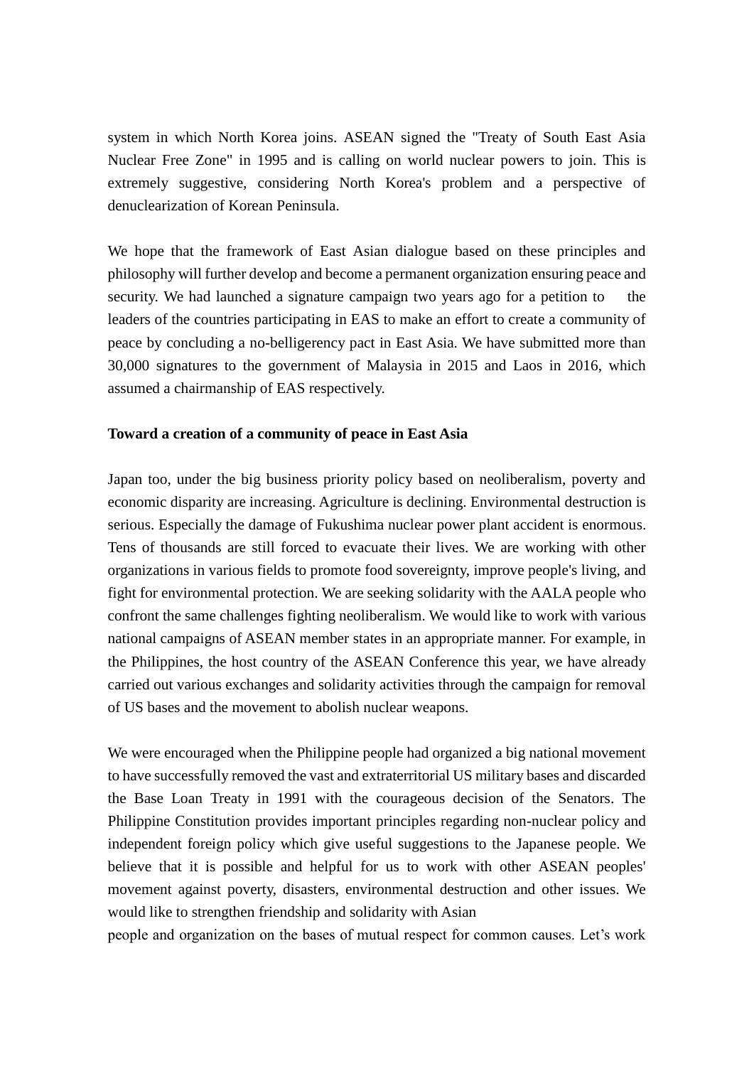system in which North Korea joins. ASEAN signed the "Treaty of South East Asia Nuclear Free Zone" in 1995 and is calling on world nuclear powers to join. This is extremely suggestive, considering North Korea's problem and a perspective of denuclearization of Korean Peninsula.

We hope that the framework of East Asian dialogue based on these principles and philosophy will further develop and become a permanent organization ensuring peace and security. We had launched a signature campaign two years ago for a petition to the leaders of the countries participating in EAS to make an effort to create a community of peace by concluding a no-belligerency pact in East Asia. We have submitted more than 30,000 signatures to the government of Malaysia in 2015 and Laos in 2016, which assumed a chairmanship of EAS respectively.

**Toward a creation of a community of peace in East Asia**

Japan too, under the big business priority policy based on neoliberalism, poverty and economic disparity are increasing. Agriculture is declining. Environmental destruction is serious. Especially the damage of Fukushima nuclear power plant accident is enormous. Tens of thousands are still forced to evacuate their lives. We are working with other organizations in various fields to promote food sovereignty, improve people's living, and fight for environmental protection. We are seeking solidarity with the AALA people who confront the same challenges fighting neoliberalism. We would like to work with various national campaigns of ASEAN member states in an appropriate manner. For example, in the Philippines, the host country of the ASEAN Conference this year, we have already carried out various exchanges and solidarity activities through the campaign for removal of US bases and the movement to abolish nuclear weapons.

We were encouraged when the Philippine people had organized a big national movement to have successfully removed the vast and extraterritorial US military bases and discarded the Base Loan Treaty in 1991 with the courageous decision of the Senators. The Philippine Constitution provides important principles regarding non-nuclear policy and independent foreign policy which give useful suggestions to the Japanese people. We believe that it is possible and helpful for us to work with other ASEAN peoples' movement against poverty, disasters, environmental destruction and other issues. We would like to strengthen friendship and solidarity with Asian people and organization on the bases of mutual respect for common causes. Let's work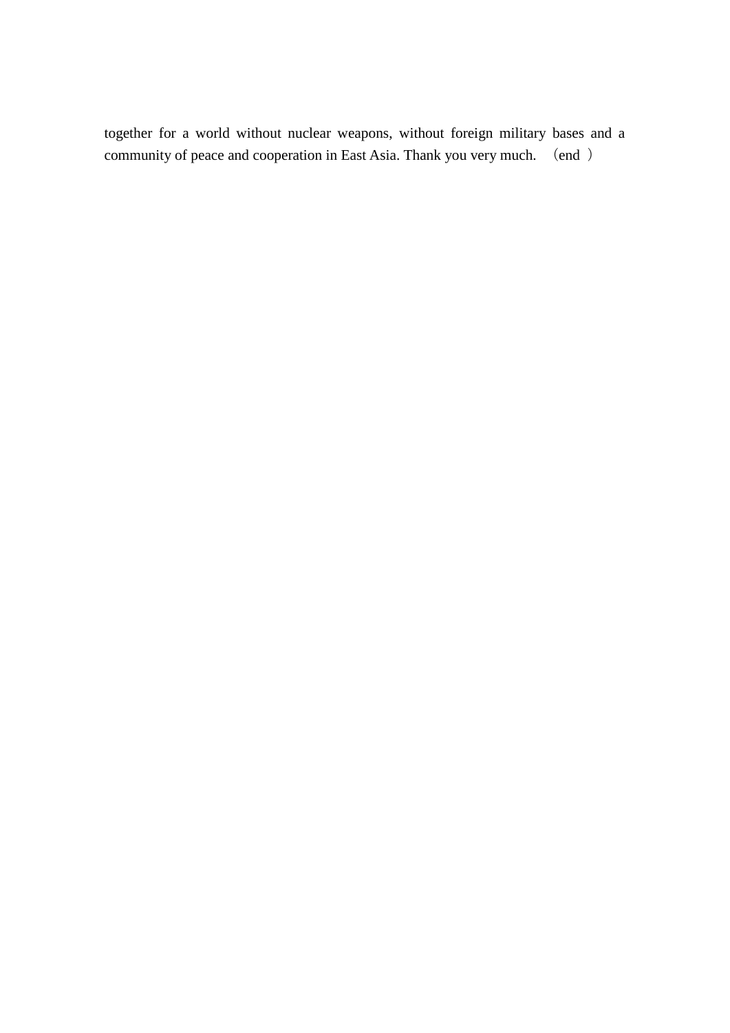together for a world without nuclear weapons, without foreign military bases and a community of peace and cooperation in East Asia. Thank you very much. （end ）